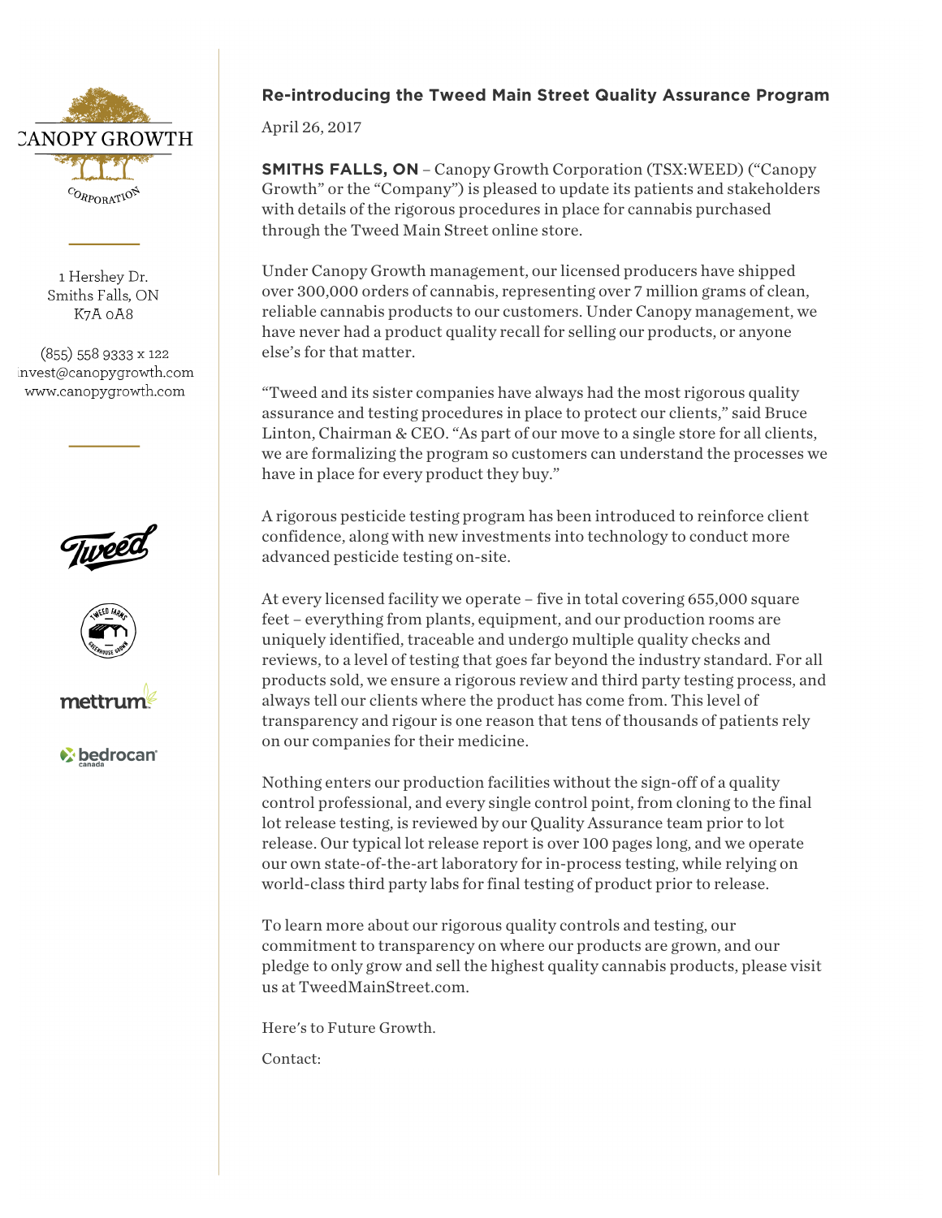CANOPY GROWTH CORPORATION

1 Hershey Dr.
Smiths Falls, ON
K7A 0A8

(855) 558 9333 x 122
invest@canopygrowth.com
www.canopygrowth.com

## Re-introducing the Tweed Main Street Quality Assurance Program

April 26, 2017

**SMITHS FALLS, ON** – Canopy Growth Corporation (TSX:WEED) ("Canopy Growth" or the "Company") is pleased to update its patients and stakeholders with details of the rigorous procedures in place for cannabis purchased through the Tweed Main Street online store.

Under Canopy Growth management, our licensed producers have shipped over 300,000 orders of cannabis, representing over 7 million grams of clean, reliable cannabis products to our customers. Under Canopy management, we have never had a product quality recall for selling our products, or anyone else's for that matter.

"Tweed and its sister companies have always had the most rigorous quality assurance and testing procedures in place to protect our clients," said Bruce Linton, Chairman & CEO. "As part of our move to a single store for all clients, we are formalizing the program so customers can understand the processes we have in place for every product they buy."

A rigorous pesticide testing program has been introduced to reinforce client confidence, along with new investments into technology to conduct more advanced pesticide testing on-site.

At every licensed facility we operate – five in total covering 655,000 square feet – everything from plants, equipment, and our production rooms are uniquely identified, traceable and undergo multiple quality checks and reviews, to a level of testing that goes far beyond the industry standard. For all products sold, we ensure a rigorous review and third party testing process, and always tell our clients where the product has come from. This level of transparency and rigour is one reason that tens of thousands of patients rely on our companies for their medicine.

Nothing enters our production facilities without the sign-off of a quality control professional, and every single control point, from cloning to the final lot release testing, is reviewed by our Quality Assurance team prior to lot release. Our typical lot release report is over 100 pages long, and we operate our own state-of-the-art laboratory for in-process testing, while relying on world-class third party labs for final testing of product prior to release.

To learn more about our rigorous quality controls and testing, our commitment to transparency on where our products are grown, and our pledge to only grow and sell the highest quality cannabis products, please visit us at TweedMainStreet.com.

Here's to Future Growth.

Contact: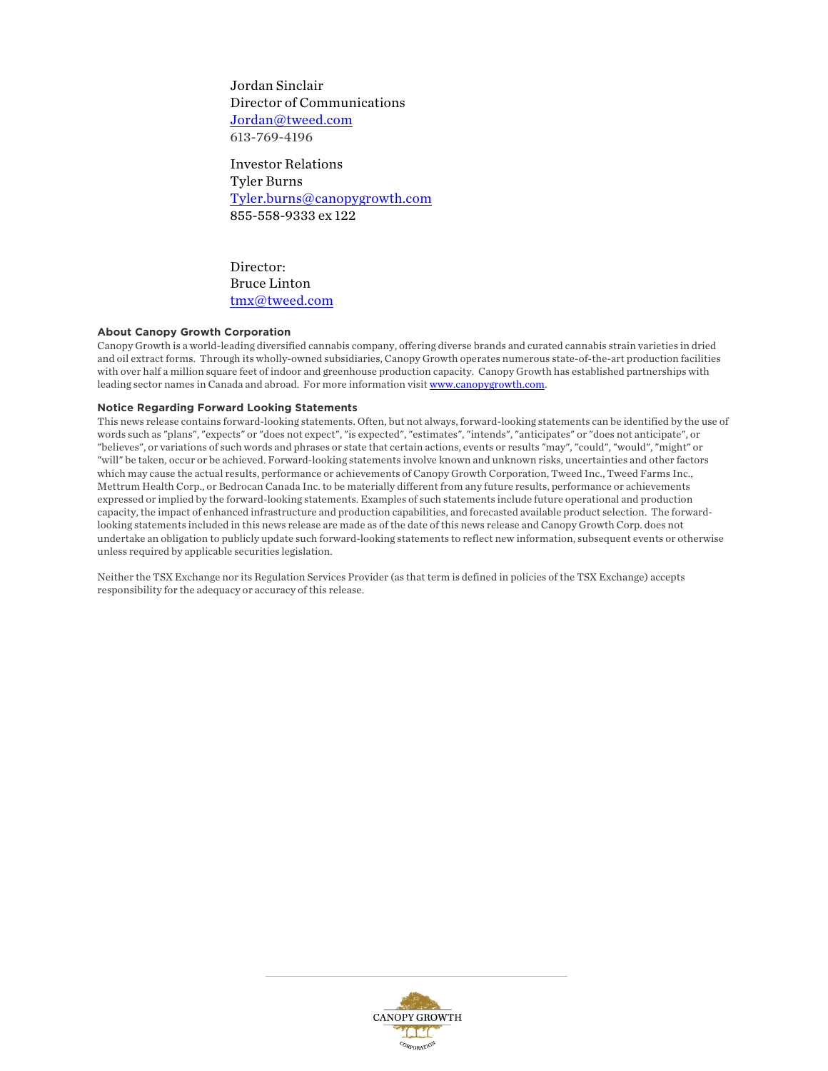Jordan Sinclair
Director of Communications
Jordan@tweed.com
613-769-4196

Investor Relations
Tyler Burns
Tyler.burns@canopygrowth.com
855-558-9333 ex 122

Director:
Bruce Linton
tmx@tweed.com

**About Canopy Growth Corporation**

Canopy Growth is a world-leading diversified cannabis company, offering diverse brands and curated cannabis strain varieties in dried and oil extract forms. Through its wholly-owned subsidiaries, Canopy Growth operates numerous state-of-the-art production facilities with over half a million square feet of indoor and greenhouse production capacity. Canopy Growth has established partnerships with leading sector names in Canada and abroad. For more information visit www.canopygrowth.com.

**Notice Regarding Forward Looking Statements**

This news release contains forward-looking statements. Often, but not always, forward-looking statements can be identified by the use of words such as "plans", "expects" or "does not expect", "is expected", "estimates", "intends", "anticipates" or "does not anticipate", or "believes", or variations of such words and phrases or state that certain actions, events or results "may", "could", "would", "might" or "will" be taken, occur or be achieved. Forward-looking statements involve known and unknown risks, uncertainties and other factors which may cause the actual results, performance or achievements of Canopy Growth Corporation, Tweed Inc., Tweed Farms Inc., Mettrum Health Corp., or Bedrocan Canada Inc. to be materially different from any future results, performance or achievements expressed or implied by the forward-looking statements. Examples of such statements include future operational and production capacity, the impact of enhanced infrastructure and production capabilities, and forecasted available product selection. The forward-looking statements included in this news release are made as of the date of this news release and Canopy Growth Corp. does not undertake an obligation to publicly update such forward-looking statements to reflect new information, subsequent events or otherwise unless required by applicable securities legislation.

Neither the TSX Exchange nor its Regulation Services Provider (as that term is defined in policies of the TSX Exchange) accepts responsibility for the adequacy or accuracy of this release.